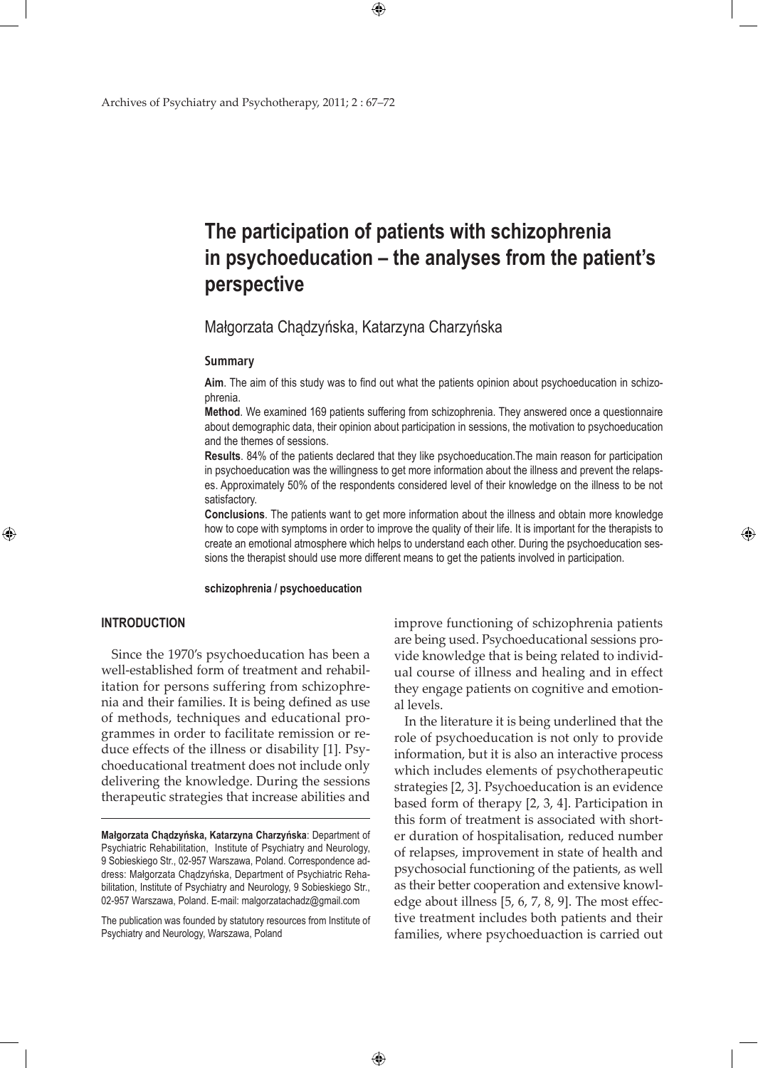# The participation of patients with schizophrenia in psychoeducation – the analyses from the patient's perspective

Małgorzata Chądzyńska, Katarzyna Charzyńska

## Summary

**Aim**. The aim of this study was to find out what the patients opinion about psychoeducation in schizophrenia.

**Method**. We examined 169 patients suffering from schizophrenia. They answered once a questionnaire about demographic data, their opinion about participation in sessions, the motivation to psychoeducation and the themes of sessions.

**Results**. 84% of the patients declared that they like psychoeducation.The main reason for participation in psychoeducation was the willingness to get more information about the illness and prevent the relapses. Approximately 50% of the respondents considered level of their knowledge on the illness to be not satisfactory.

**Conclusions**. The patients want to get more information about the illness and obtain more knowledge how to cope with symptoms in order to improve the quality of their life. It is important for the therapists to create an emotional atmosphere which helps to understand each other. During the psychoeducation sessions the therapist should use more different means to get the patients involved in participation.

**schizophrenia / psychoeducation**

## INTRODUCTION

Since the 1970's psychoeducation has been a well-established form of treatment and rehabilitation for persons suffering from schizophrenia and their families. It is being defined as use of methods, techniques and educational programmes in order to facilitate remission or reduce effects of the illness or disability [1]. Psychoeducational treatment does not include only delivering the knowledge. During the sessions therapeutic strategies that increase abilities and improve functioning of schizophrenia patients are being used. Psychoeducational sessions provide knowledge that is being related to individual course of illness and healing and in effect they engage patients on cognitive and emotional levels.

In the literature it is being underlined that the role of psychoeducation is not only to provide information, but it is also an interactive process which includes elements of psychotherapeutic strategies [2, 3]. Psychoeducation is an evidence based form of therapy [2, 3, 4]. Participation in this form of treatment is associated with shorter duration of hospitalisation, reduced number of relapses, improvement in state of health and psychosocial functioning of the patients, as well as their better cooperation and extensive knowledge about illness [5, 6, 7, 8, 9]. The most effective treatment includes both patients and their families, where psychoeduaction is carried out

---

**Małgorzata Chądzyńska, Katarzyna Charzyńska**: Department of Psychiatric Rehabilitation, Institute of Psychiatry and Neurology, 9 Sobieskiego Str., 02-957 Warszawa, Poland. Correspondence address: Małgorzata Chądzyńska, Department of Psychiatric Rehabilitation, Institute of Psychiatry and Neurology, 9 Sobieskiego Str., 02-957 Warszawa, Poland. E-mail: malgorzatachadz@gmail.com

The publication was founded by statutory resources from Institute of Psychiatry and Neurology, Warszawa, Poland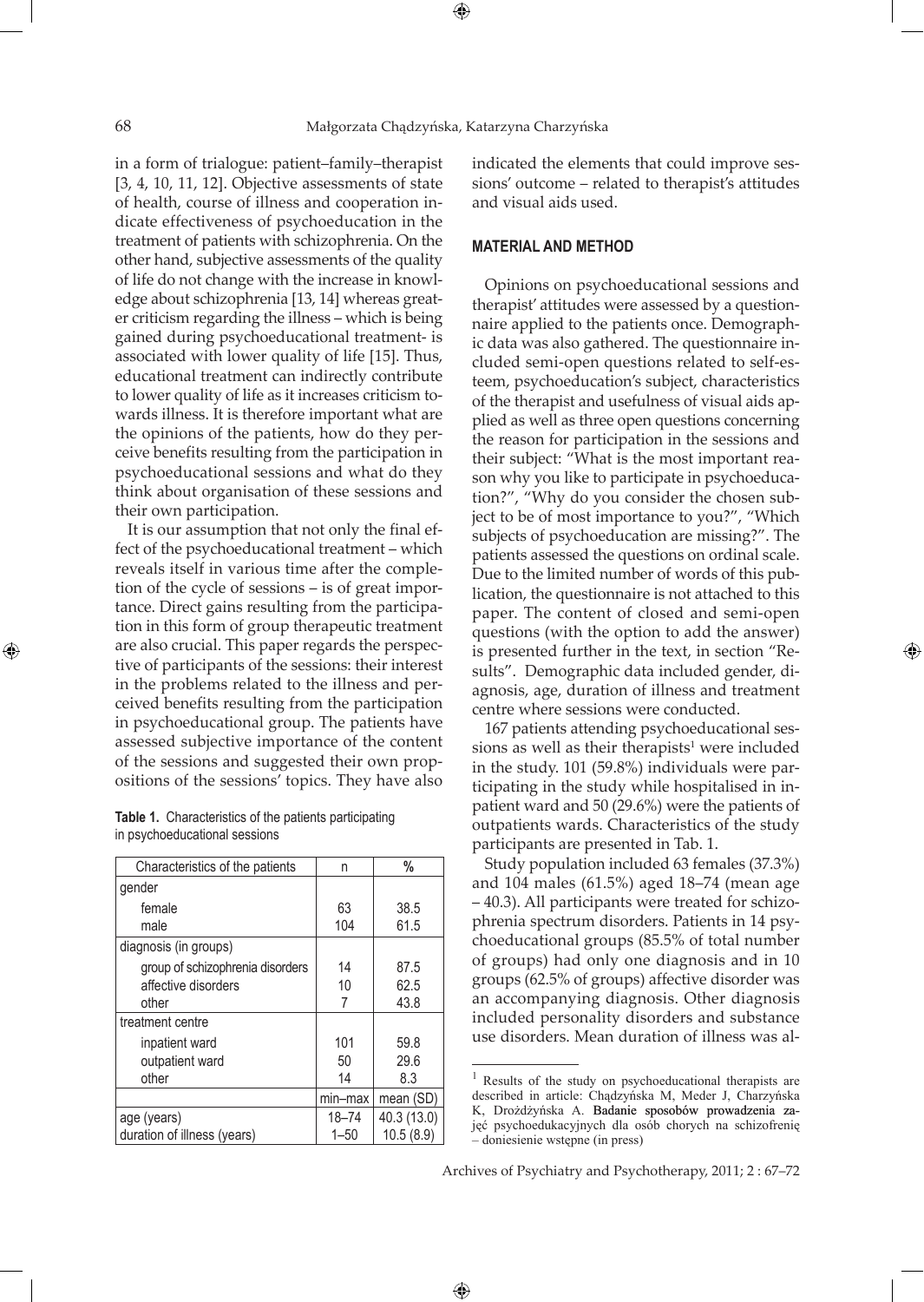in a form of trialogue: patient–family–therapist [3, 4, 10, 11, 12]. Objective assessments of state of health, course of illness and cooperation indicate effectiveness of psychoeducation in the treatment of patients with schizophrenia. On the other hand, subjective assessments of the quality of life do not change with the increase in knowledge about schizophrenia [13, 14] whereas greater criticism regarding the illness – which is being gained during psychoeducational treatment- is associated with lower quality of life [15]. Thus, educational treatment can indirectly contribute to lower quality of life as it increases criticism towards illness. It is therefore important what are the opinions of the patients, how do they perceive benefits resulting from the participation in psychoeducational sessions and what do they think about organisation of these sessions and their own participation.

It is our assumption that not only the final effect of the psychoeducational treatment – which reveals itself in various time after the completion of the cycle of sessions – is of great importance. Direct gains resulting from the participation in this form of group therapeutic treatment are also crucial. This paper regards the perspective of participants of the sessions: their interest in the problems related to the illness and perceived benefits resulting from the participation in psychoeducational group. The patients have assessed subjective importance of the content of the sessions and suggested their own propositions of the sessions' topics. They have also indicated the elements that could improve sessions' outcome – related to therapist's attitudes and visual aids used.

**Table 1.** Characteristics of the patients participating in psychoeducational sessions

| Characteristics of the patients | n | % |
|---|---|---|
| gender | | |
| female | 63 | 38.5 |
| male | 104 | 61.5 |
| diagnosis (in groups) | | |
| group of schizophrenia disorders | 14 | 87.5 |
| affective disorders | 10 | 62.5 |
| other | 7 | 43.8 |
| treatment centre | | |
| inpatient ward | 101 | 59.8 |
| outpatient ward | 50 | 29.6 |
| other | 14 | 8.3 |
| | min–max | mean (SD) |
| age (years) | 18–74 | 40.3 (13.0) |
| duration of illness (years) | 1–50 | 10.5 (8.9) |

## MATERIAL AND METHOD

Opinions on psychoeducational sessions and therapist' attitudes were assessed by a questionnaire applied to the patients once. Demographic data was also gathered. The questionnaire included semi-open questions related to self-esteem, psychoeducation's subject, characteristics of the therapist and usefulness of visual aids applied as well as three open questions concerning the reason for participation in the sessions and their subject: "What is the most important reason why you like to participate in psychoeducation?", "Why do you consider the chosen subject to be of most importance to you?", "Which subjects of psychoeducation are missing?". The patients assessed the questions on ordinal scale. Due to the limited number of words of this publication, the questionnaire is not attached to this paper. The content of closed and semi-open questions (with the option to add the answer) is presented further in the text, in section "Results". Demographic data included gender, diagnosis, age, duration of illness and treatment centre where sessions were conducted.

167 patients attending psychoeducational sessions as well as their therapists[1] were included in the study. 101 (59.8%) individuals were participating in the study while hospitalised in inpatient ward and 50 (29.6%) were the patients of outpatients wards. Characteristics of the study participants are presented in Tab. 1.

Study population included 63 females (37.3%) and 104 males (61.5%) aged 18–74 (mean age – 40.3). All participants were treated for schizophrenia spectrum disorders. Patients in 14 psychoeducational groups (85.5% of total number of groups) had only one diagnosis and in 10 groups (62.5% of groups) affective disorder was an accompanying diagnosis. Other diagnosis included personality disorders and substance use disorders. Mean duration of illness was al-

[1] Results of the study on psychoeducational therapists are described in article: Chądzyńska M, Meder J, Charzyńska K, Drożdżyńska A. Badanie sposobów prowadzenia zajęć psychoedukacyjnych dla osób chorych na schizofrenię – doniesienie wstępne (in press)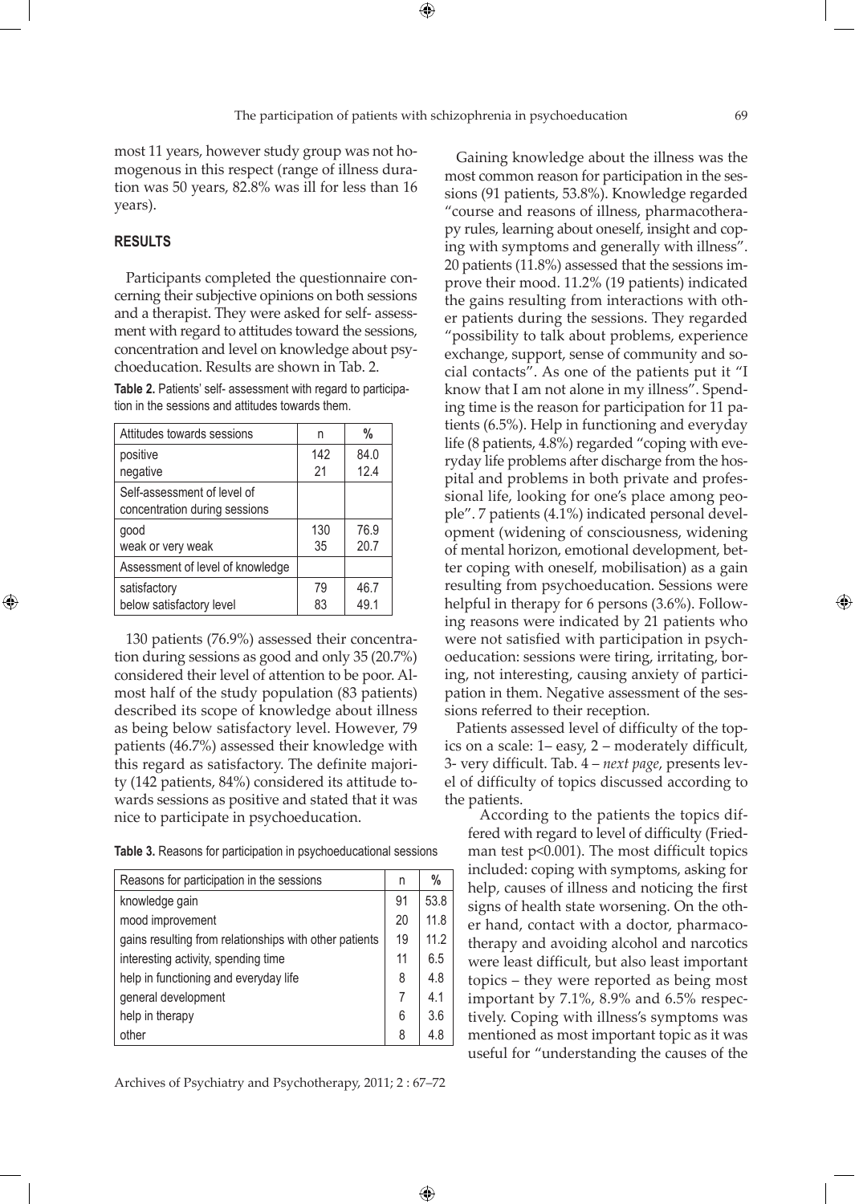most 11 years, however study group was not homogenous in this respect (range of illness duration was 50 years, 82.8% was ill for less than 16 years).

## RESULTS

Participants completed the questionnaire concerning their subjective opinions on both sessions and a therapist. They were asked for self- assessment with regard to attitudes toward the sessions, concentration and level on knowledge about psychoeducation. Results are shown in Tab. 2.

**Table 2.** Patients' self- assessment with regard to participation in the sessions and attitudes towards them.

| Attitudes towards sessions | n | % |
|---|---|---|
| positive<br>negative | 142<br>21 | 84.0<br>12.4 |
| Self-assessment of level of concentration during sessions | | |
| good<br>weak or very weak | 130<br>35 | 76.9<br>20.7 |
| Assessment of level of knowledge | | |
| satisfactory<br>below satisfactory level | 79<br>83 | 46.7<br>49.1 |

130 patients (76.9%) assessed their concentration during sessions as good and only 35 (20.7%) considered their level of attention to be poor. Almost half of the study population (83 patients) described its scope of knowledge about illness as being below satisfactory level. However, 79 patients (46.7%) assessed their knowledge with this regard as satisfactory. The definite majority (142 patients, 84%) considered its attitude towards sessions as positive and stated that it was nice to participate in psychoeducation.

**Table 3.** Reasons for participation in psychoeducational sessions

| Reasons for participation in the sessions | n | % |
|---|---|---|
| knowledge gain | 91 | 53.8 |
| mood improvement | 20 | 11.8 |
| gains resulting from relationships with other patients | 19 | 11.2 |
| interesting activity, spending time | 11 | 6.5 |
| help in functioning and everyday life | 8 | 4.8 |
| general development | 7 | 4.1 |
| help in therapy | 6 | 3.6 |
| other | 8 | 4.8 |

Gaining knowledge about the illness was the most common reason for participation in the sessions (91 patients, 53.8%). Knowledge regarded "course and reasons of illness, pharmacotherapy rules, learning about oneself, insight and coping with symptoms and generally with illness". 20 patients (11.8%) assessed that the sessions improve their mood. 11.2% (19 patients) indicated the gains resulting from interactions with other patients during the sessions. They regarded "possibility to talk about problems, experience exchange, support, sense of community and social contacts". As one of the patients put it "I know that I am not alone in my illness". Spending time is the reason for participation for 11 patients (6.5%). Help in functioning and everyday life (8 patients, 4.8%) regarded "coping with everyday life problems after discharge from the hospital and problems in both private and professional life, looking for one's place among people". 7 patients (4.1%) indicated personal development (widening of consciousness, widening of mental horizon, emotional development, better coping with oneself, mobilisation) as a gain resulting from psychoeducation. Sessions were helpful in therapy for 6 persons (3.6%). Following reasons were indicated by 21 patients who were not satisfied with participation in psychoeducation: sessions were tiring, irritating, boring, not interesting, causing anxiety of participation in them. Negative assessment of the sessions referred to their reception.

Patients assessed level of difficulty of the topics on a scale: 1– easy, 2 – moderately difficult, 3- very difficult. Tab. 4 – *next page*, presents level of difficulty of topics discussed according to the patients.

According to the patients the topics differed with regard to level of difficulty (Friedman test $p<0.001$). The most difficult topics included: coping with symptoms, asking for help, causes of illness and noticing the first signs of health state worsening. On the other hand, contact with a doctor, pharmacotherapy and avoiding alcohol and narcotics were least difficult, but also least important topics – they were reported as being most important by 7.1%, 8.9% and 6.5% respectively. Coping with illness's symptoms was mentioned as most important topic as it was useful for "understanding the causes of the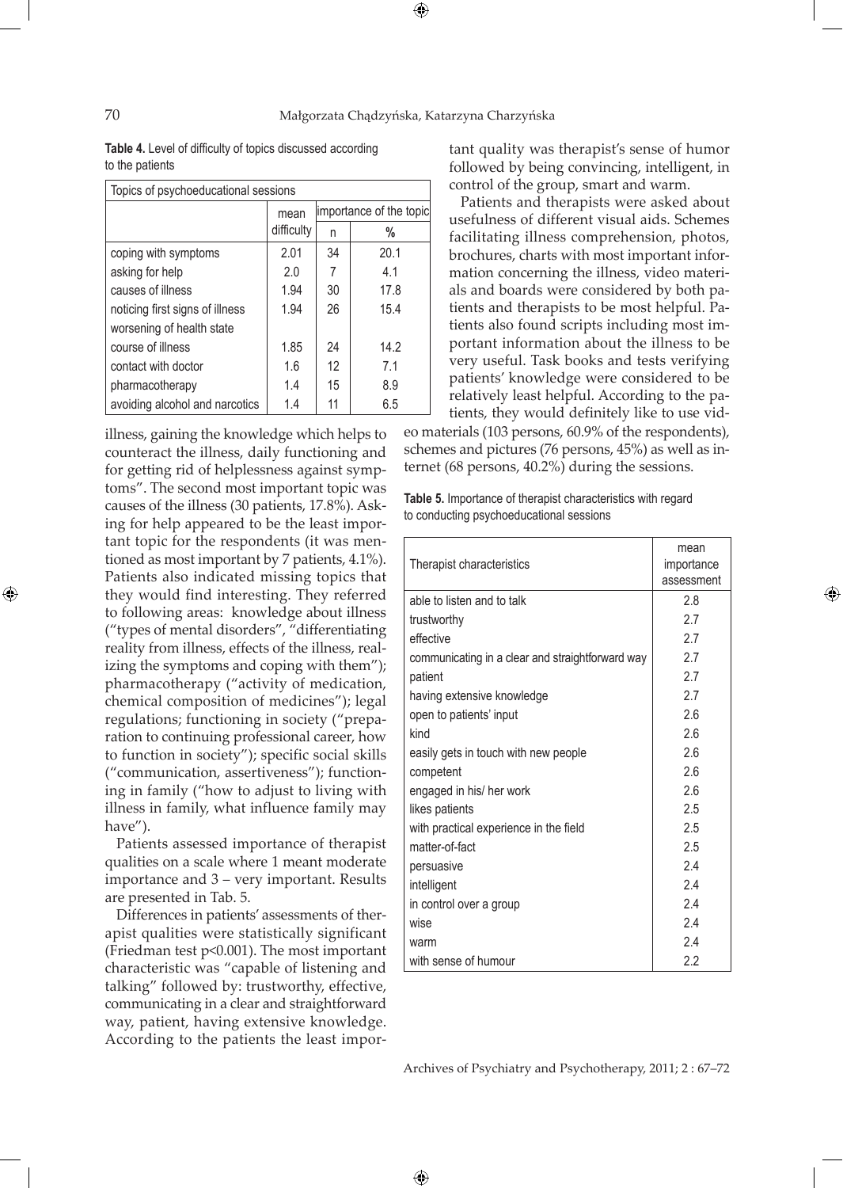**Table 4.** Level of difficulty of topics discussed according to the patients

| Topics of psychoeducational sessions | | | |
|---|---|---|---|
| | mean difficulty | importance of the topic | |
| | | n | % |
| coping with symptoms | 2.01 | 34 | 20.1 |
| asking for help | 2.0 | 7 | 4.1 |
| causes of illness | 1.94 | 30 | 17.8 |
| noticing first signs of illness worsening of health state | 1.94 | 26 | 15.4 |
| course of illness | 1.85 | 24 | 14.2 |
| contact with doctor | 1.6 | 12 | 7.1 |
| pharmacotherapy | 1.4 | 15 | 8.9 |
| avoiding alcohol and narcotics | 1.4 | 11 | 6.5 |

illness, gaining the knowledge which helps to counteract the illness, daily functioning and for getting rid of helplessness against symptoms". The second most important topic was causes of the illness (30 patients, 17.8%). Asking for help appeared to be the least important topic for the respondents (it was mentioned as most important by 7 patients, 4.1%). Patients also indicated missing topics that they would find interesting. They referred to following areas: knowledge about illness ("types of mental disorders", "differentiating reality from illness, effects of the illness, realizing the symptoms and coping with them"); pharmacotherapy ("activity of medication, chemical composition of medicines"); legal regulations; functioning in society ("preparation to continuing professional career, how to function in society"); specific social skills ("communication, assertiveness"); functioning in family ("how to adjust to living with illness in family, what influence family may have").

Patients assessed importance of therapist qualities on a scale where 1 meant moderate importance and 3 – very important. Results are presented in Tab. 5.

Differences in patients' assessments of therapist qualities were statistically significant (Friedman test $p<0.001$). The most important characteristic was "capable of listening and talking" followed by: trustworthy, effective, communicating in a clear and straightforward way, patient, having extensive knowledge. According to the patients the least important quality was therapist's sense of humor followed by being convincing, intelligent, in control of the group, smart and warm.

Patients and therapists were asked about usefulness of different visual aids. Schemes facilitating illness comprehension, photos, brochures, charts with most important information concerning the illness, video materials and boards were considered by both patients and therapists to be most helpful. Patients also found scripts including most important information about the illness to be very useful. Task books and tests verifying patients' knowledge were considered to be relatively least helpful. According to the patients, they would definitely like to use video materials (103 persons, 60.9% of the respondents), schemes and pictures (76 persons, 45%) as well as internet (68 persons, 40.2%) during the sessions.

**Table 5.** Importance of therapist characteristics with regard to conducting psychoeducational sessions

| Therapist characteristics | mean importance assessment |
|---|---|
| able to listen and to talk | 2.8 |
| trustworthy | 2.7 |
| effective | 2.7 |
| communicating in a clear and straightforward way | 2.7 |
| patient | 2.7 |
| having extensive knowledge | 2.7 |
| open to patients' input | 2.6 |
| kind | 2.6 |
| easily gets in touch with new people | 2.6 |
| competent | 2.6 |
| engaged in his/ her work | 2.6 |
| likes patients | 2.5 |
| with practical experience in the field | 2.5 |
| matter-of-fact | 2.5 |
| persuasive | 2.4 |
| intelligent | 2.4 |
| in control over a group | 2.4 |
| wise | 2.4 |
| warm | 2.4 |
| with sense of humour | 2.2 |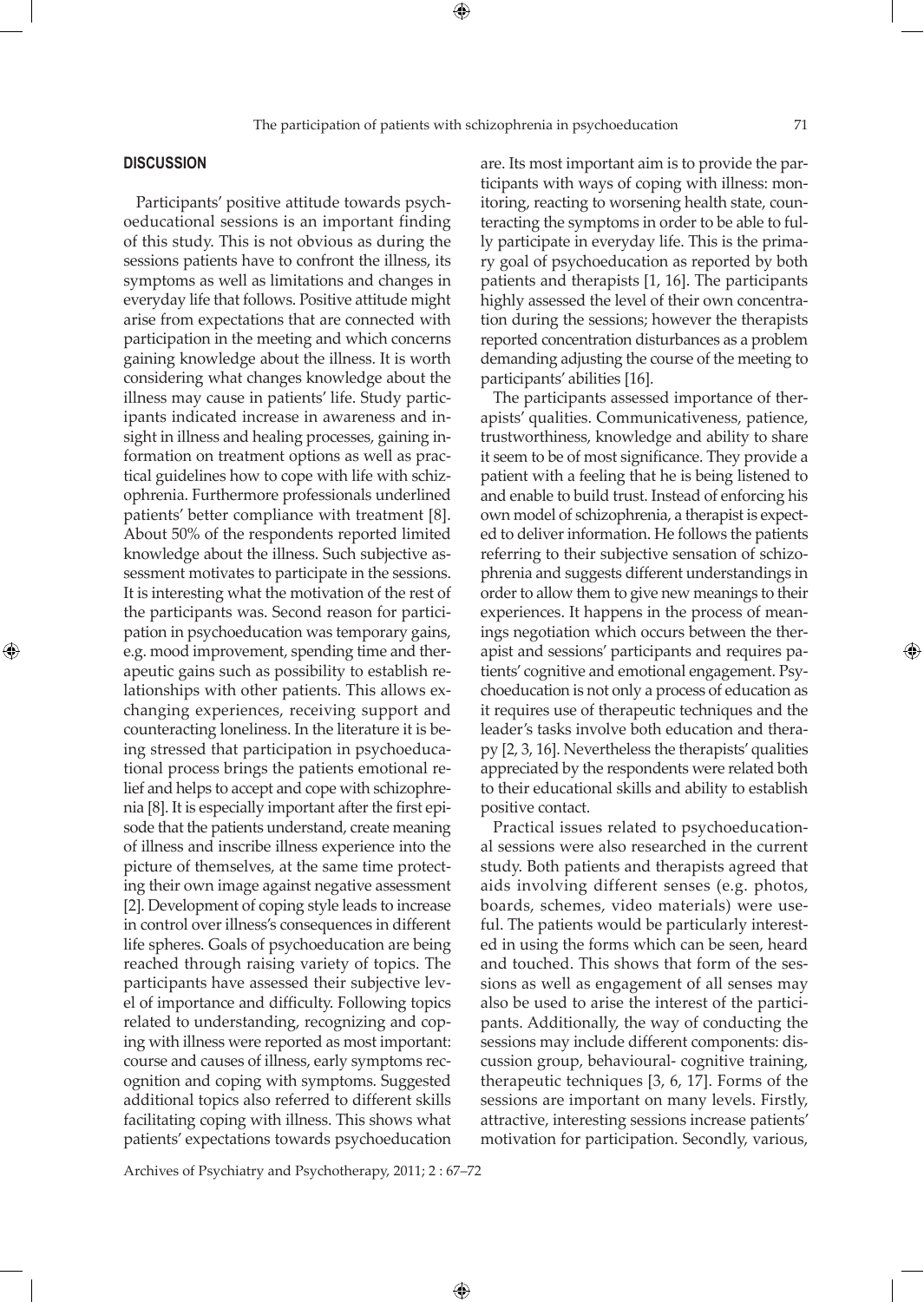## DISCUSSION

Participants' positive attitude towards psychoeducational sessions is an important finding of this study. This is not obvious as during the sessions patients have to confront the illness, its symptoms as well as limitations and changes in everyday life that follows. Positive attitude might arise from expectations that are connected with participation in the meeting and which concerns gaining knowledge about the illness. It is worth considering what changes knowledge about the illness may cause in patients' life. Study participants indicated increase in awareness and insight in illness and healing processes, gaining information on treatment options as well as practical guidelines how to cope with life with schizophrenia. Furthermore professionals underlined patients' better compliance with treatment [8]. About 50% of the respondents reported limited knowledge about the illness. Such subjective assessment motivates to participate in the sessions. It is interesting what the motivation of the rest of the participants was. Second reason for participation in psychoeducation was temporary gains, e.g. mood improvement, spending time and therapeutic gains such as possibility to establish relationships with other patients. This allows exchanging experiences, receiving support and counteracting loneliness. In the literature it is being stressed that participation in psychoeducational process brings the patients emotional relief and helps to accept and cope with schizophrenia [8]. It is especially important after the first episode that the patients understand, create meaning of illness and inscribe illness experience into the picture of themselves, at the same time protecting their own image against negative assessment [2]. Development of coping style leads to increase in control over illness's consequences in different life spheres. Goals of psychoeducation are being reached through raising variety of topics. The participants have assessed their subjective level of importance and difficulty. Following topics related to understanding, recognizing and coping with illness were reported as most important: course and causes of illness, early symptoms recognition and coping with symptoms. Suggested additional topics also referred to different skills facilitating coping with illness. This shows what patients' expectations towards psychoeducation are. Its most important aim is to provide the participants with ways of coping with illness: monitoring, reacting to worsening health state, counteracting the symptoms in order to be able to fully participate in everyday life. This is the primary goal of psychoeducation as reported by both patients and therapists [1, 16]. The participants highly assessed the level of their own concentration during the sessions; however the therapists reported concentration disturbances as a problem demanding adjusting the course of the meeting to participants' abilities [16].

The participants assessed importance of therapists' qualities. Communicativeness, patience, trustworthiness, knowledge and ability to share it seem to be of most significance. They provide a patient with a feeling that he is being listened to and enable to build trust. Instead of enforcing his own model of schizophrenia, a therapist is expected to deliver information. He follows the patients referring to their subjective sensation of schizophrenia and suggests different understandings in order to allow them to give new meanings to their experiences. It happens in the process of meanings negotiation which occurs between the therapist and sessions' participants and requires patients' cognitive and emotional engagement. Psychoeducation is not only a process of education as it requires use of therapeutic techniques and the leader's tasks involve both education and therapy [2, 3, 16]. Nevertheless the therapists' qualities appreciated by the respondents were related both to their educational skills and ability to establish positive contact.

Practical issues related to psychoeducational sessions were also researched in the current study. Both patients and therapists agreed that aids involving different senses (e.g. photos, boards, schemes, video materials) were useful. The patients would be particularly interested in using the forms which can be seen, heard and touched. This shows that form of the sessions as well as engagement of all senses may also be used to arise the interest of the participants. Additionally, the way of conducting the sessions may include different components: discussion group, behavioural- cognitive training, therapeutic techniques [3, 6, 17]. Forms of the sessions are important on many levels. Firstly, attractive, interesting sessions increase patients' motivation for participation. Secondly, various,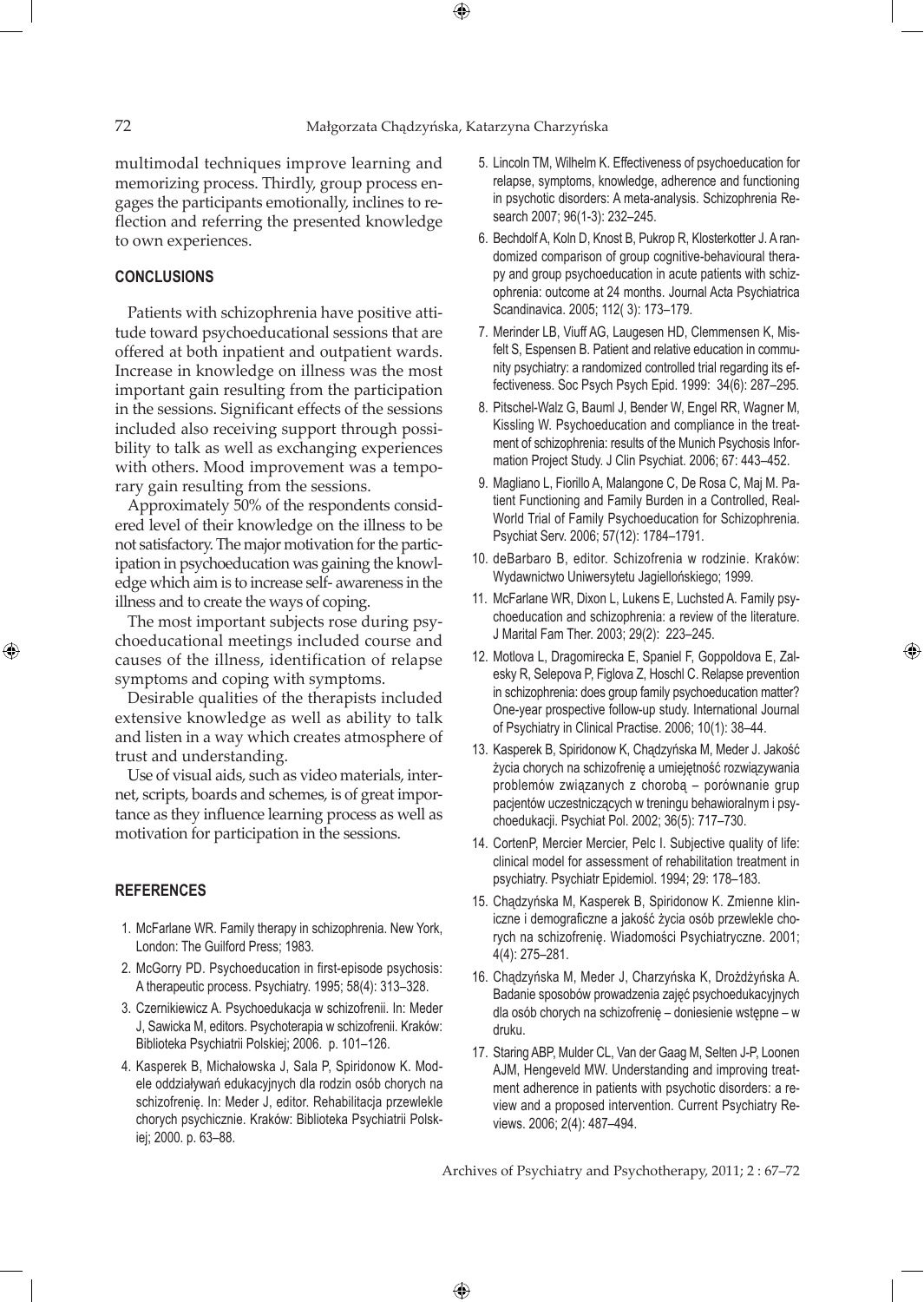multimodal techniques improve learning and memorizing process. Thirdly, group process engages the participants emotionally, inclines to reflection and referring the presented knowledge to own experiences.

## CONCLUSIONS

Patients with schizophrenia have positive attitude toward psychoeducational sessions that are offered at both inpatient and outpatient wards. Increase in knowledge on illness was the most important gain resulting from the participation in the sessions. Significant effects of the sessions included also receiving support through possibility to talk as well as exchanging experiences with others. Mood improvement was a temporary gain resulting from the sessions.

Approximately 50% of the respondents considered level of their knowledge on the illness to be not satisfactory. The major motivation for the participation in psychoeducation was gaining the knowledge which aim is to increase self- awareness in the illness and to create the ways of coping.

The most important subjects rose during psychoeducational meetings included course and causes of the illness, identification of relapse symptoms and coping with symptoms.

Desirable qualities of the therapists included extensive knowledge as well as ability to talk and listen in a way which creates atmosphere of trust and understanding.

Use of visual aids, such as video materials, internet, scripts, boards and schemes, is of great importance as they influence learning process as well as motivation for participation in the sessions.

## REFERENCES

1. McFarlane WR. Family therapy in schizophrenia. New York, London: The Guilford Press; 1983.
2. McGorry PD. Psychoeducation in first-episode psychosis: A therapeutic process. Psychiatry. 1995; 58(4): 313–328.
3. Czernikiewicz A. Psychoedukacja w schizofrenii. In: Meder J, Sawicka M, editors. Psychoterapia w schizofrenii. Kraków: Biblioteka Psychiatrii Polskiej; 2006. p. 101–126.
4. Kasperek B, Michałowska J, Sala P, Spiridonow K. Modele oddziaływań edukacyjnych dla rodzin osób chorych na schizofrenię. In: Meder J, editor. Rehabilitacja przewlekle chorych psychicznie. Kraków: Biblioteka Psychiatrii Polskiej; 2000. p. 63–88.
5. Lincoln TM, Wilhelm K. Effectiveness of psychoeducation for relapse, symptoms, knowledge, adherence and functioning in psychotic disorders: A meta-analysis. Schizophrenia Research 2007; 96(1-3): 232–245.
6. Bechdolf A, Koln D, Knost B, Pukrop R, Klosterkotter J. A randomized comparison of group cognitive-behavioural therapy and group psychoeducation in acute patients with schizophrenia: outcome at 24 months. Journal Acta Psychiatrica Scandinavica. 2005; 112( 3): 173–179.
7. Merinder LB, Viuff AG, Laugesen HD, Clemmensen K, Misfelt S, Espensen B. Patient and relative education in community psychiatry: a randomized controlled trial regarding its effectiveness. Soc Psych Psych Epid. 1999: 34(6): 287–295.
8. Pitschel-Walz G, Bauml J, Bender W, Engel RR, Wagner M, Kissling W. Psychoeducation and compliance in the treatment of schizophrenia: results of the Munich Psychosis Information Project Study. J Clin Psychiat. 2006; 67: 443–452.
9. Magliano L, Fiorillo A, Malangone C, De Rosa C, Maj M. Patient Functioning and Family Burden in a Controlled, Real-World Trial of Family Psychoeducation for Schizophrenia. Psychiat Serv. 2006; 57(12): 1784–1791.
10. deBarbaro B, editor. Schizofrenia w rodzinie. Kraków: Wydawnictwo Uniwersytetu Jagiellońskiego; 1999.
11. McFarlane WR, Dixon L, Lukens E, Luchsted A. Family psychoeducation and schizophrenia: a review of the literature. J Marital Fam Ther. 2003; 29(2): 223–245.
12. Motlova L, Dragomirecka E, Spaniel F, Goppoldova E, Zalesky R, Selepova P, Figlova Z, Hoschl C. Relapse prevention in schizophrenia: does group family psychoeducation matter? One-year prospective follow-up study. International Journal of Psychiatry in Clinical Practise. 2006; 10(1): 38–44.
13. Kasperek B, Spiridonow K, Chądzyńska M, Meder J. Jakość życia chorych na schizofrenię a umiejętność rozwiązywania problemów związanych z chorobą – porównanie grup pacjentów uczestniczących w treningu behawioralnym i psychoedukacji. Psychiat Pol. 2002; 36(5): 717–730.
14. CortenP, Mercier Mercier, Pelc I. Subjective quality of life: clinical model for assessment of rehabilitation treatment in psychiatry. Psychiatr Epidemiol. 1994; 29: 178–183.
15. Chądzyńska M, Kasperek B, Spiridonow K. Zmienne kliniczne i demograficzne a jakość życia osób przewlekle chorych na schizofrenię. Wiadomości Psychiatryczne. 2001; 4(4): 275–281.
16. Chądzyńska M, Meder J, Charzyńska K, Drożdżyńska A. Badanie sposobów prowadzenia zajęć psychoedukacyjnych dla osób chorych na schizofrenię – doniesienie wstępne – w druku.
17. Staring ABP, Mulder CL, Van der Gaag M, Selten J-P, Loonen AJM, Hengeveld MW. Understanding and improving treatment adherence in patients with psychotic disorders: a review and a proposed intervention. Current Psychiatry Reviews. 2006; 2(4): 487–494.